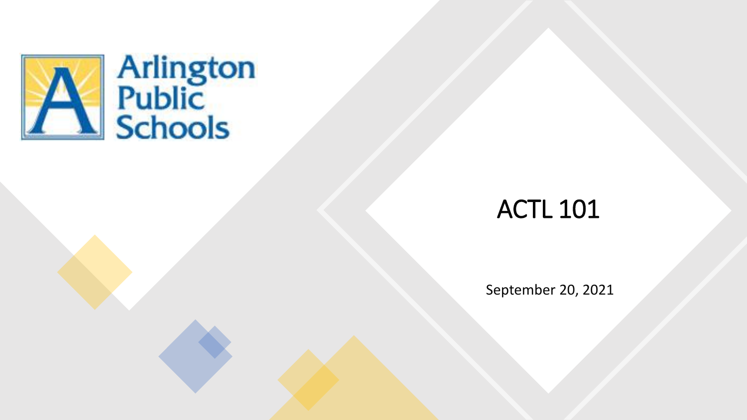Arlington Public Schools

# ACTL 101

September 20, 2021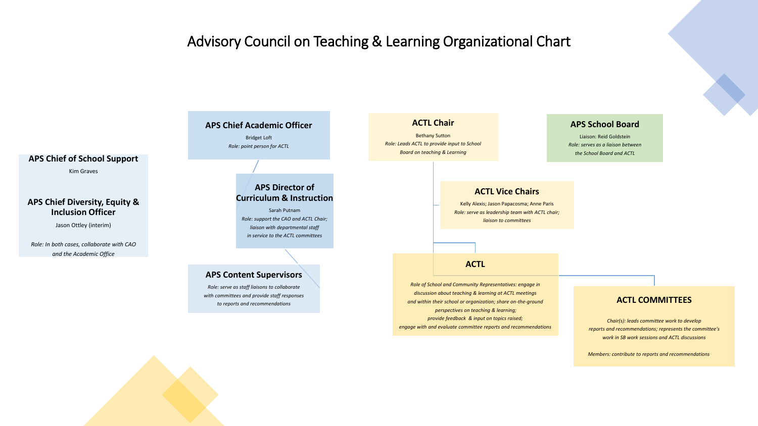# Advisory Council on Teaching & Learning Organizational Chart

### APS Chief of School Support

Kim Graves

### APS Chief Diversity, Equity & Inclusion Officer

Jason Ottley (interim)

*Role: In both cases, collaborate with CAO and the Academic Office*

### APS Chief Academic Officer

Bridget Loft

*Role: point person for ACTL*

### APS Director of Curriculum & Instruction

Sarah Putnam

*Role: support the CAO and ACTL Chair; liaison with departmental staff in service to the ACTL committees*

### APS Content Supervisors

*Role: serve as staff liaisons to collaborate with committees and provide staff responses to reports and recommendations*

### ACTL Chair

Bethany Sutton

*Role: Leads ACTL to provide input to School Board on teaching & Learning*

### APS School Board

Liaison: Reid Goldstein

*Role: serves as a liaison between the School Board and ACTL*

### ACTL Vice Chairs

Kelly Alexis; Jason Papacosma; Anne Paris

*Role: serve as leadership team with ACTL chair; liaison to committees*

### ACTL

*Role of School and Community Representatives: engage in discussion about teaching & learning at ACTL meetings and within their school or organization; share on-the-ground perspectives on teaching & learning; provide feedback & input on topics raised; engage with and evaluate committee reports and recommendations*

### ACTL COMMITTEES

*Chair(s): leads committee work to develop reports and recommendations; represents the committee's work in SB work sessions and ACTL discussions*

*Members: contribute to reports and recommendations*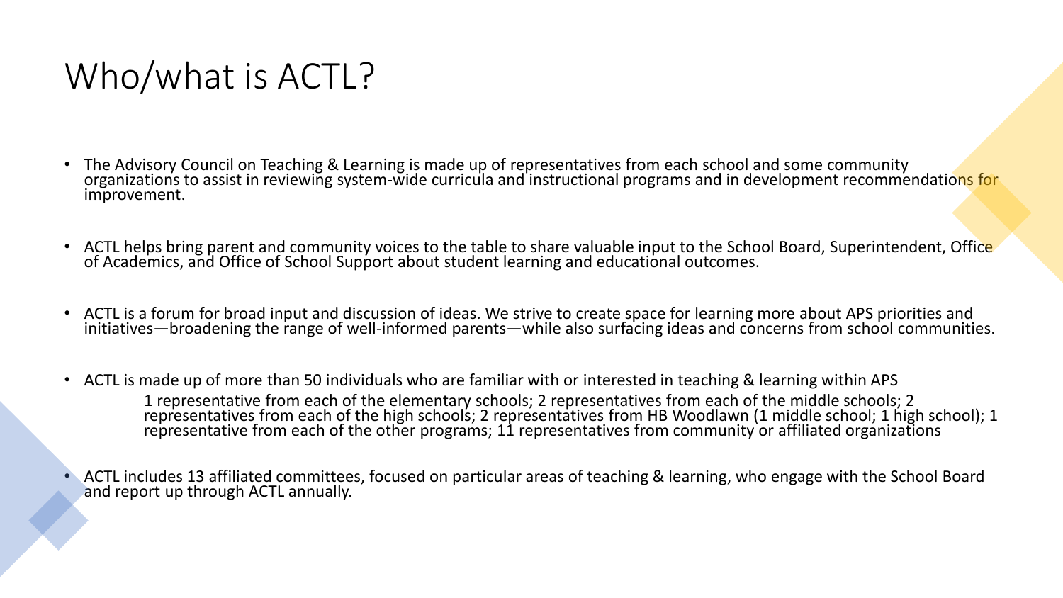# Who/what is ACTL?

- The Advisory Council on Teaching & Learning is made up of representatives from each school and some community organizations to assist in reviewing system-wide curricula and instructional programs and in development recommendations for improvement.

- ACTL helps bring parent and community voices to the table to share valuable input to the School Board, Superintendent, Office of Academics, and Office of School Support about student learning and educational outcomes.

- ACTL is a forum for broad input and discussion of ideas. We strive to create space for learning more about APS priorities and initiatives—broadening the range of well-informed parents—while also surfacing ideas and concerns from school communities.

- ACTL is made up of more than 50 individuals who are familiar with or interested in teaching & learning within APS

  1 representative from each of the elementary schools; 2 representatives from each of the middle schools; 2 representatives from each of the high schools; 2 representatives from HB Woodlawn (1 middle school; 1 high school); 1 representative from each of the other programs; 11 representatives from community or affiliated organizations

- ACTL includes 13 affiliated committees, focused on particular areas of teaching & learning, who engage with the School Board and report up through ACTL annually.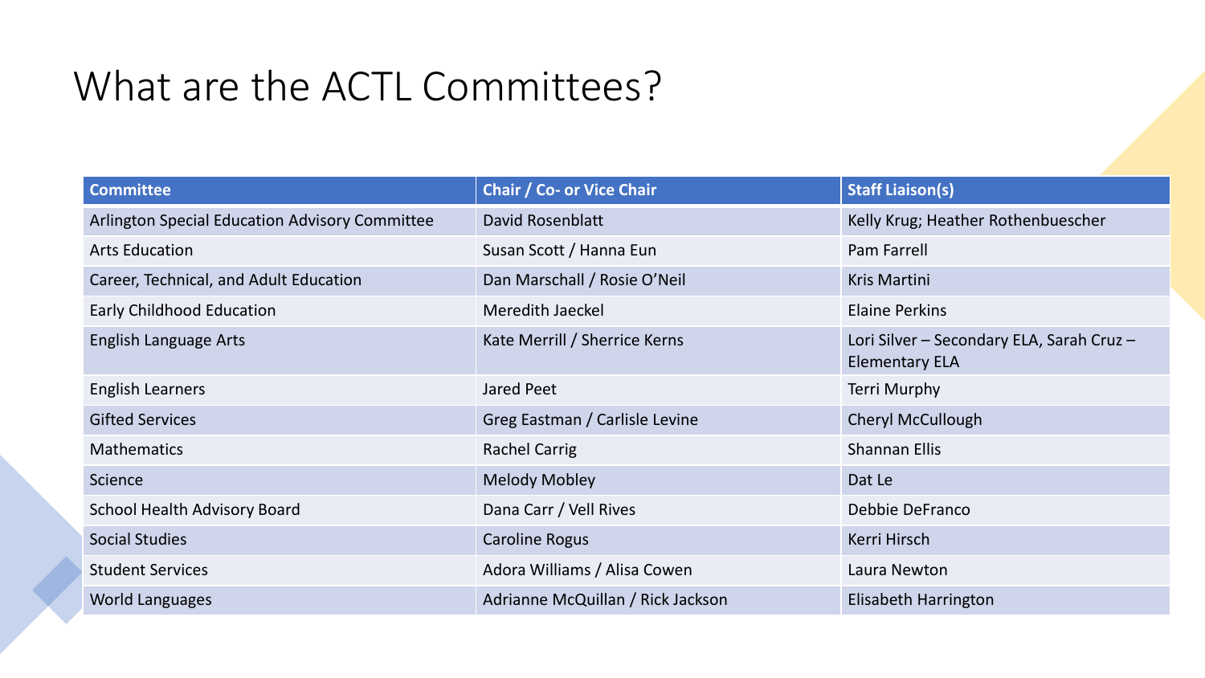# What are the ACTL Committees?

| Committee | Chair / Co- or Vice Chair | Staff Liaison(s) |
|---|---|---|
| Arlington Special Education Advisory Committee | David Rosenblatt | Kelly Krug; Heather Rothenbuescher |
| Arts Education | Susan Scott / Hanna Eun | Pam Farrell |
| Career, Technical, and Adult Education | Dan Marschall / Rosie O'Neil | Kris Martini |
| Early Childhood Education | Meredith Jaeckel | Elaine Perkins |
| English Language Arts | Kate Merrill / Sherrice Kerns | Lori Silver – Secondary ELA, Sarah Cruz – Elementary ELA |
| English Learners | Jared Peet | Terri Murphy |
| Gifted Services | Greg Eastman / Carlisle Levine | Cheryl McCullough |
| Mathematics | Rachel Carrig | Shannan Ellis |
| Science | Melody Mobley | Dat Le |
| School Health Advisory Board | Dana Carr / Vell Rives | Debbie DeFranco |
| Social Studies | Caroline Rogus | Kerri Hirsch |
| Student Services | Adora Williams / Alisa Cowen | Laura Newton |
| World Languages | Adrianne McQuillan / Rick Jackson | Elisabeth Harrington |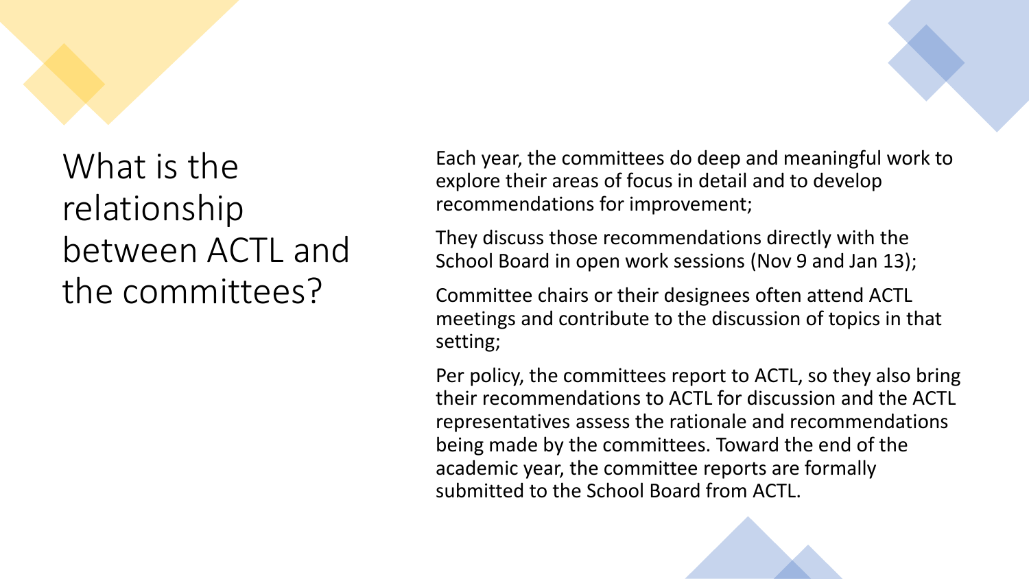# What is the relationship between ACTL and the committees?

Each year, the committees do deep and meaningful work to explore their areas of focus in detail and to develop recommendations for improvement;

They discuss those recommendations directly with the School Board in open work sessions (Nov 9 and Jan 13);

Committee chairs or their designees often attend ACTL meetings and contribute to the discussion of topics in that setting;

Per policy, the committees report to ACTL, so they also bring their recommendations to ACTL for discussion and the ACTL representatives assess the rationale and recommendations being made by the committees. Toward the end of the academic year, the committee reports are formally submitted to the School Board from ACTL.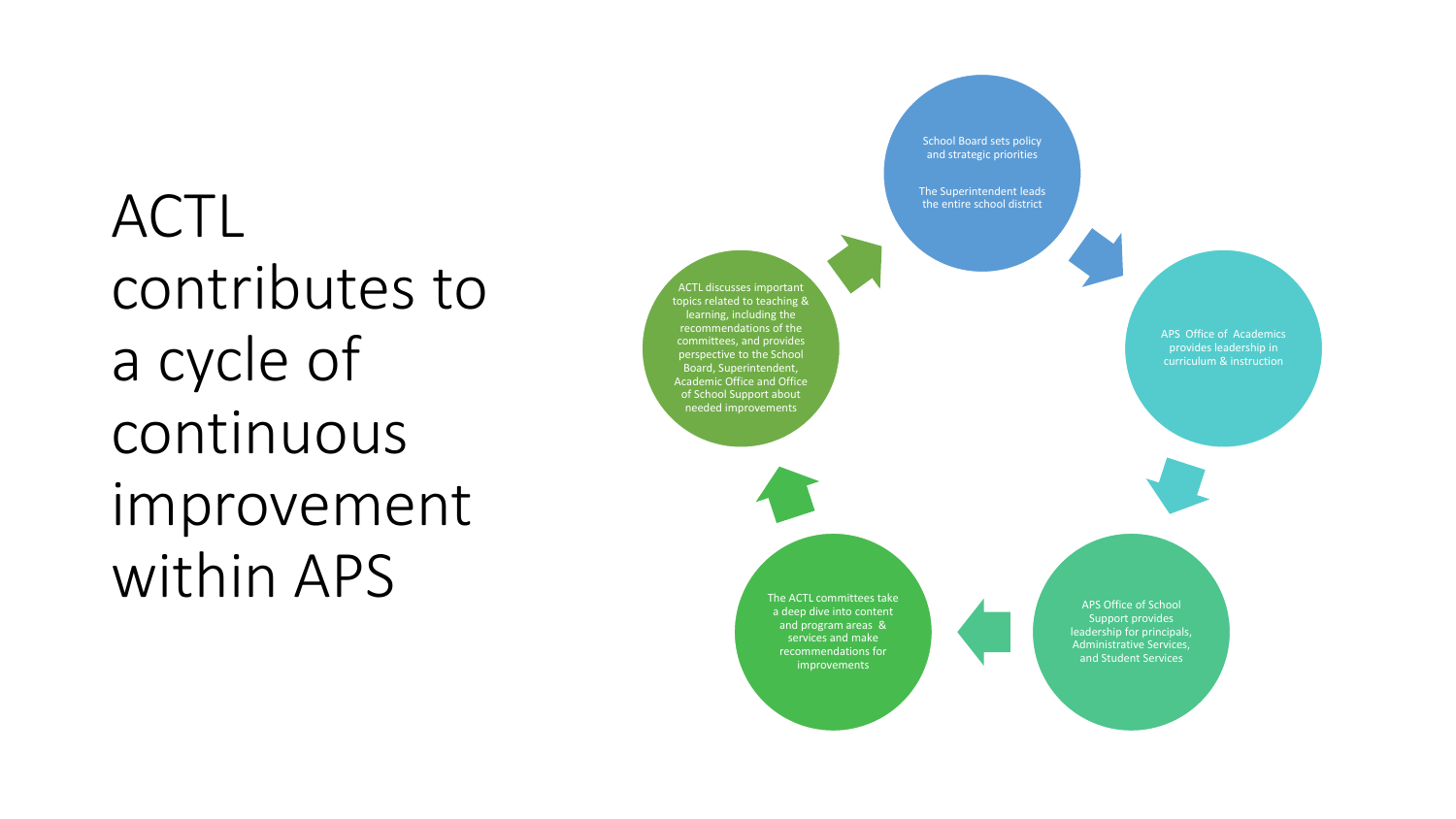# ACTL contributes to a cycle of continuous improvement within APS

School Board sets policy and strategic priorities

The Superintendent leads the entire school district

APS Office of Academics provides leadership in curriculum & instruction

APS Office of School Support provides leadership for principals, Administrative Services, and Student Services

The ACTL committees take a deep dive into content and program areas & services and make recommendations for improvements

ACTL discusses important topics related to teaching & learning, including the recommendations of the committees, and provides perspective to the School Board, Superintendent, Academic Office and Office of School Support about needed improvements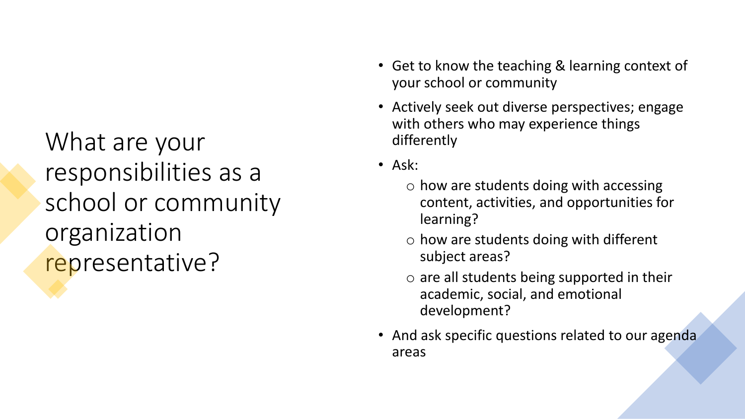# What are your responsibilities as a school or community organization representative?

- Get to know the teaching & learning context of your school or community
- Actively seek out diverse perspectives; engage with others who may experience things differently
- Ask:
  - how are students doing with accessing content, activities, and opportunities for learning?
  - how are students doing with different subject areas?
  - are all students being supported in their academic, social, and emotional development?
- And ask specific questions related to our agenda areas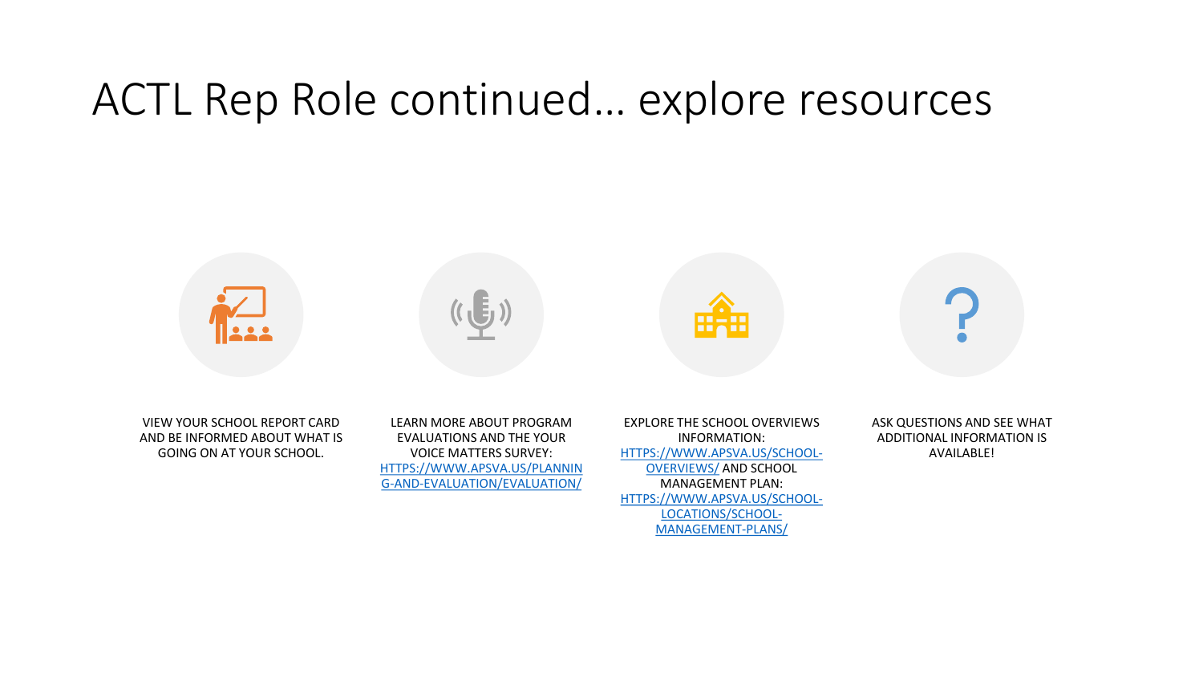# ACTL Rep Role continued… explore resources

- VIEW YOUR SCHOOL REPORT CARD AND BE INFORMED ABOUT WHAT IS GOING ON AT YOUR SCHOOL.
- LEARN MORE ABOUT PROGRAM EVALUATIONS AND THE YOUR VOICE MATTERS SURVEY: [HTTPS://WWW.APSVA.US/PLANNING-AND-EVALUATION/EVALUATION/](https://www.apsva.us/planning-and-evaluation/evaluation/)
- EXPLORE THE SCHOOL OVERVIEWS INFORMATION: [HTTPS://WWW.APSVA.US/SCHOOL-OVERVIEWS/](https://www.apsva.us/school-overviews/) AND SCHOOL MANAGEMENT PLAN: [HTTPS://WWW.APSVA.US/SCHOOL-LOCATIONS/SCHOOL-MANAGEMENT-PLANS/](https://www.apsva.us/school-locations/school-management-plans/)
- ASK QUESTIONS AND SEE WHAT ADDITIONAL INFORMATION IS AVAILABLE!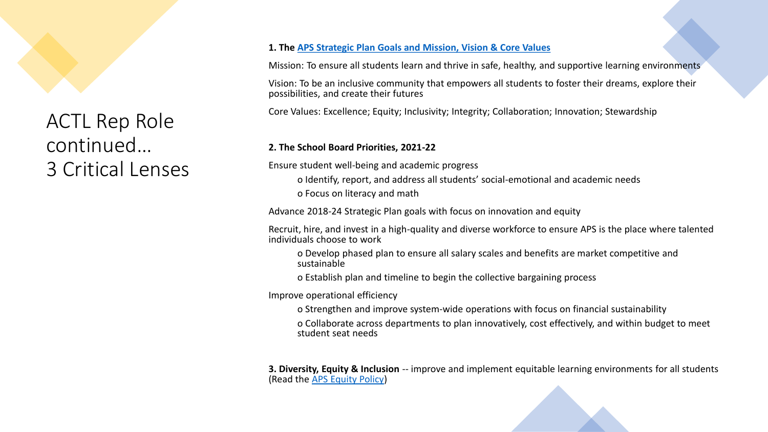# ACTL Rep Role continued…
# 3 Critical Lenses

**1. The [APS Strategic Plan Goals and Mission, Vision & Core Values]**

Mission: To ensure all students learn and thrive in safe, healthy, and supportive learning environments

Vision: To be an inclusive community that empowers all students to foster their dreams, explore their possibilities, and create their futures

Core Values: Excellence; Equity; Inclusivity; Integrity; Collaboration; Innovation; Stewardship

**2. The School Board Priorities, 2021-22**

Ensure student well-being and academic progress

- Identify, report, and address all students' social-emotional and academic needs
- Focus on literacy and math

Advance 2018-24 Strategic Plan goals with focus on innovation and equity

Recruit, hire, and invest in a high-quality and diverse workforce to ensure APS is the place where talented individuals choose to work

- Develop phased plan to ensure all salary scales and benefits are market competitive and sustainable
- Establish plan and timeline to begin the collective bargaining process

Improve operational efficiency

- Strengthen and improve system-wide operations with focus on financial sustainability
- Collaborate across departments to plan innovatively, cost effectively, and within budget to meet student seat needs

**3. Diversity, Equity & Inclusion** -- improve and implement equitable learning environments for all students (Read the APS Equity Policy)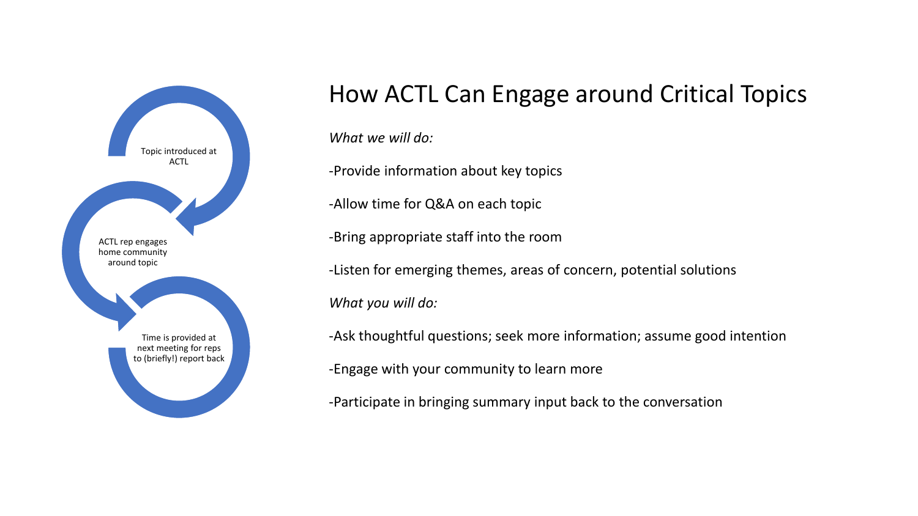Topic introduced at ACTL

ACTL rep engages home community around topic

Time is provided at next meeting for reps to (briefly!) report back

# How ACTL Can Engage around Critical Topics

*What we will do:*

-Provide information about key topics

-Allow time for Q&A on each topic

-Bring appropriate staff into the room

-Listen for emerging themes, areas of concern, potential solutions

*What you will do:*

-Ask thoughtful questions; seek more information; assume good intention

-Engage with your community to learn more

-Participate in bringing summary input back to the conversation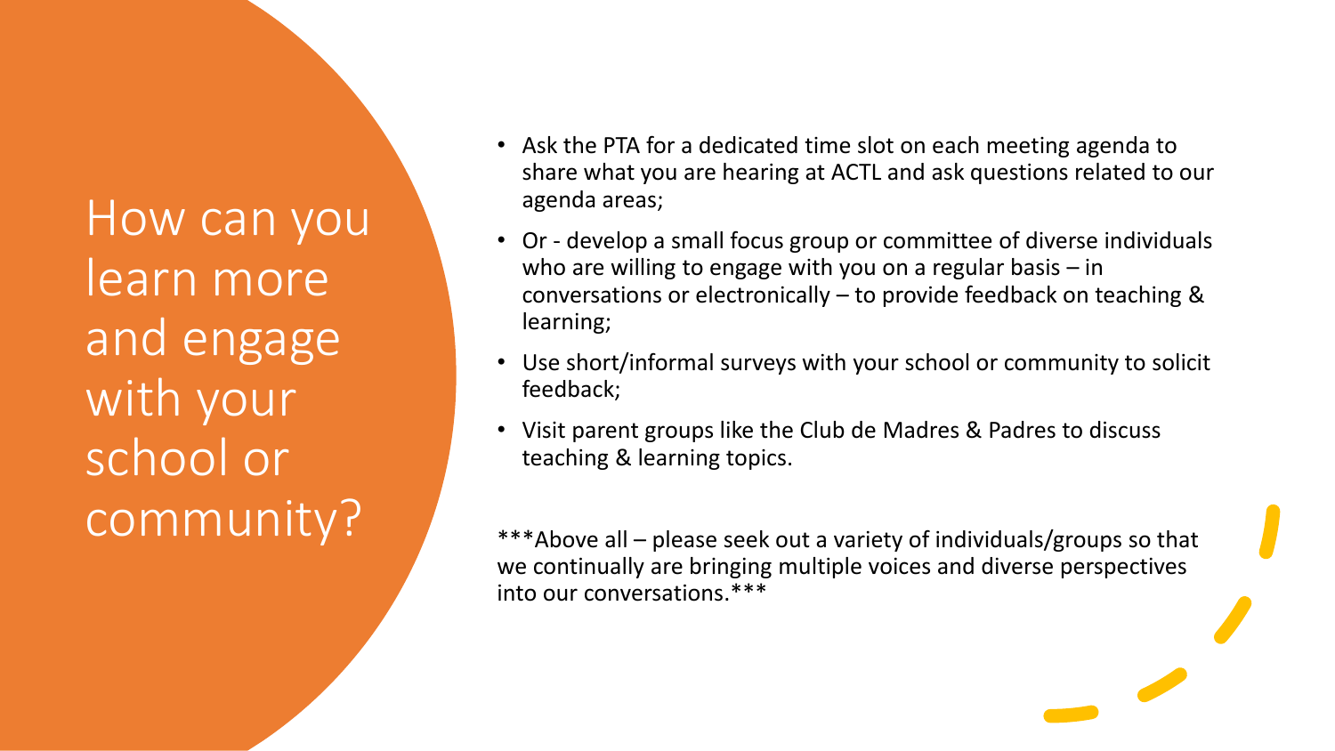# How can you learn more and engage with your school or community?

- Ask the PTA for a dedicated time slot on each meeting agenda to share what you are hearing at ACTL and ask questions related to our agenda areas;
- Or - develop a small focus group or committee of diverse individuals who are willing to engage with you on a regular basis – in conversations or electronically – to provide feedback on teaching & learning;
- Use short/informal surveys with your school or community to solicit feedback;
- Visit parent groups like the Club de Madres & Padres to discuss teaching & learning topics.

***Above all – please seek out a variety of individuals/groups so that we continually are bringing multiple voices and diverse perspectives into our conversations.***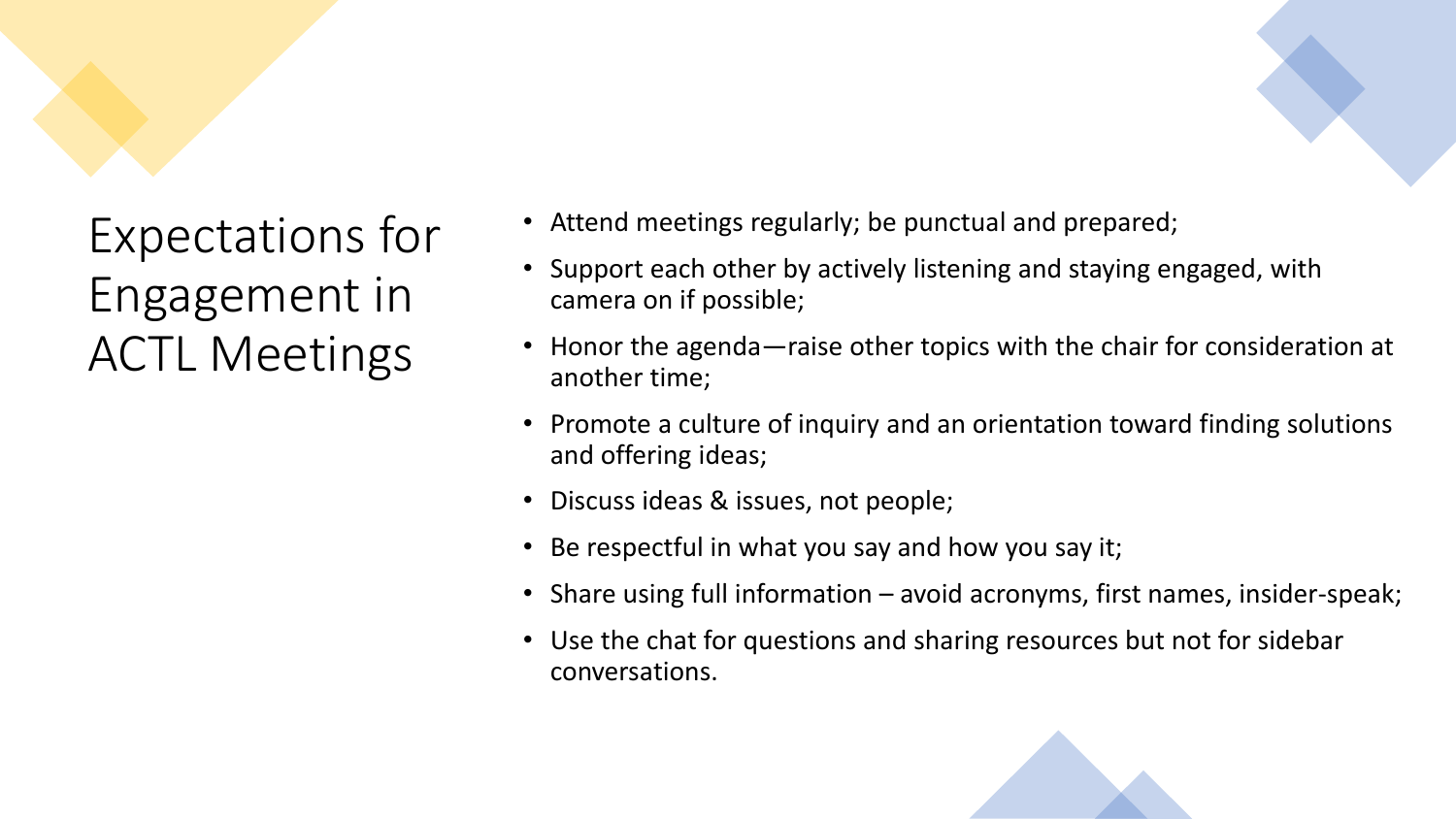# Expectations for Engagement in ACTL Meetings

- Attend meetings regularly; be punctual and prepared;
- Support each other by actively listening and staying engaged, with camera on if possible;
- Honor the agenda—raise other topics with the chair for consideration at another time;
- Promote a culture of inquiry and an orientation toward finding solutions and offering ideas;
- Discuss ideas & issues, not people;
- Be respectful in what you say and how you say it;
- Share using full information – avoid acronyms, first names, insider-speak;
- Use the chat for questions and sharing resources but not for sidebar conversations.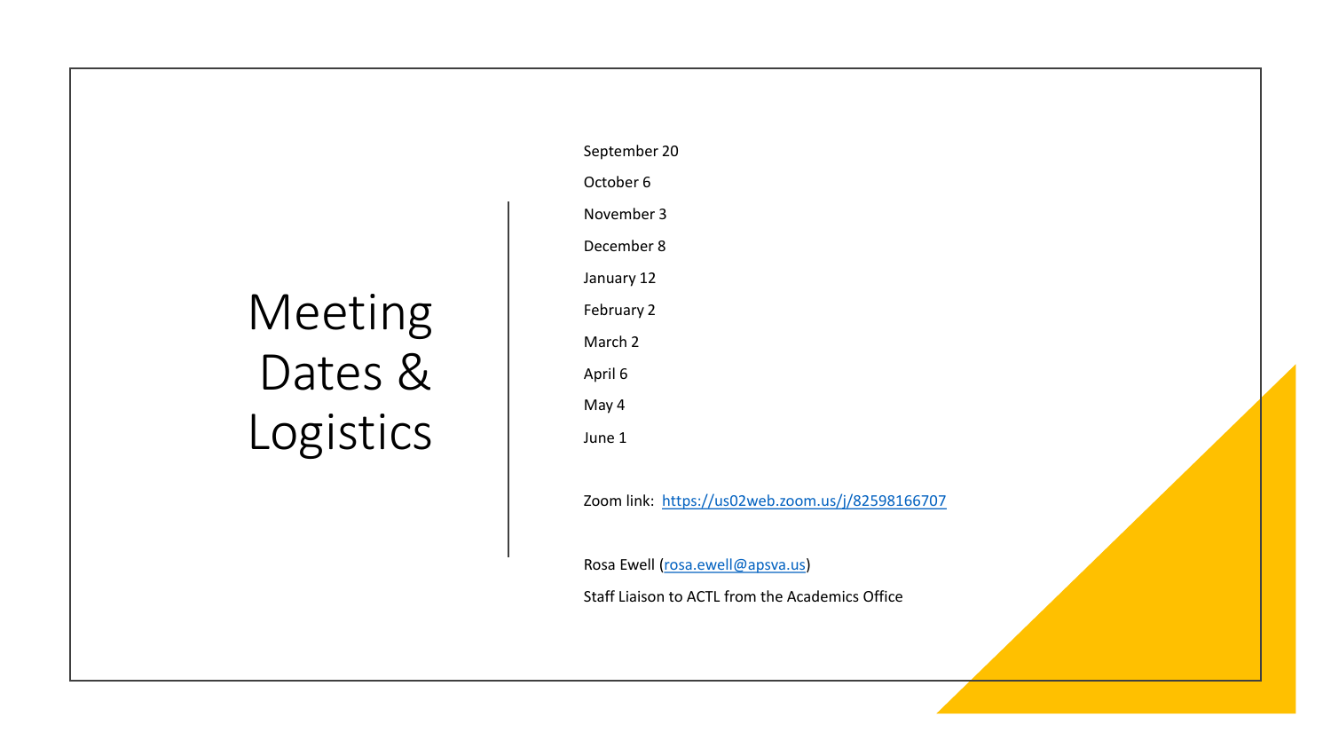# Meeting Dates & Logistics

September 20

October 6

November 3

December 8

January 12

February 2

March 2

April 6

May 4

June 1

Zoom link: [https://us02web.zoom.us/j/82598166707](https://us02web.zoom.us/j/82598166707)

Rosa Ewell ([rosa.ewell@apsva.us](mailto:rosa.ewell@apsva.us))

Staff Liaison to ACTL from the Academics Office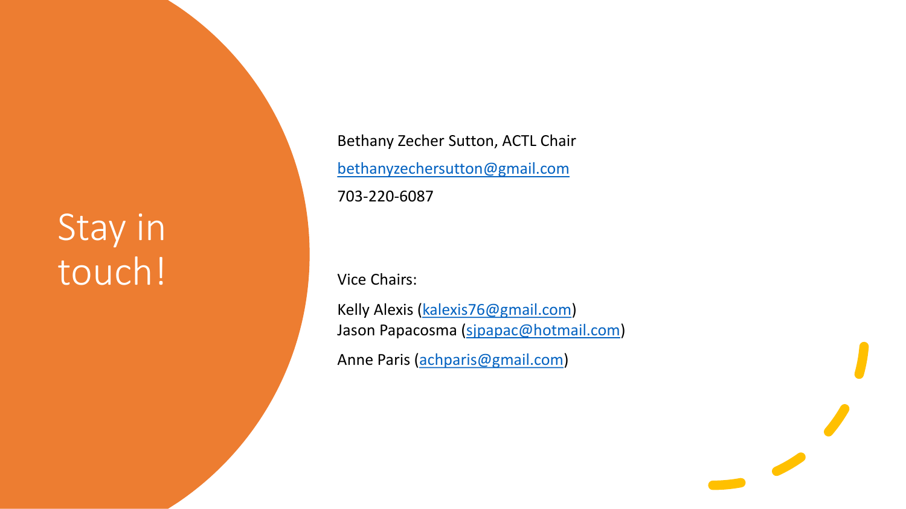# Stay in touch!

Bethany Zecher Sutton, ACTL Chair

bethanyzechersutton@gmail.com

703-220-6087

Vice Chairs:

Kelly Alexis (kalexis76@gmail.com)
Jason Papacosma (sjpapac@hotmail.com)

Anne Paris (achparis@gmail.com)